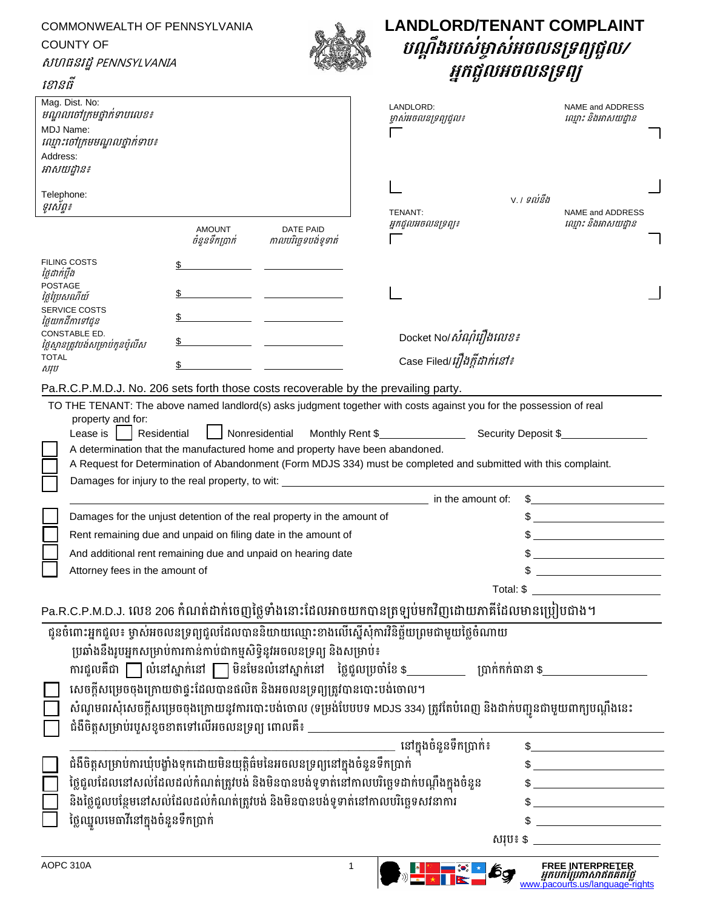COMMONWEALTH OF PENNSYLVANIA
COUNTY OF
*សហធនរដ្ឋ PENNSYLVANIA*
*ខោនធី*

# LANDLORD/TENANT COMPLAINT
## *បណ្តឹងរបស់ម្ចាស់អចលនទ្រព្យជួល/ អ្នកជួលអចលនទ្រព្យ*

Mag. Dist. No:
*មណ្ឌលចៅក្រមថ្នាក់ទាបលេខ៖*
MDJ Name:
*ឈ្មោះចៅក្រមមណ្ឌលថ្នាក់ទាប៖*
Address:
*អាសយដ្ឋាន៖*

Telephone:
*ទូរស័ព្ទ៖*

LANDLORD: *ម្ចាស់អចលនទ្រព្យជួល៖* NAME and ADDRESS *ឈ្មោះ និងអាសយដ្ឋាន*

V. / *ទល់នឹង*

TENANT: *អ្នកជួលអចលនទ្រព្យ៖* NAME and ADDRESS *ឈ្មោះ និងអាសយដ្ឋាន*

| | AMOUNT *ចំនួនទឹកប្រាក់* | DATE PAID *កាលបរិច្ឆេទបង់ទូទាត់* |
|---|---|---|
| FILING COSTS *ថ្លៃដាក់ប្តឹង* | $ | |
| POSTAGE *ថ្លៃប្រៃសណីយ៍* | $ | |
| SERVICE COSTS *ថ្លៃយកដីកាទៅជូន* | $ | |
| CONSTABLE ED. *ថ្លៃស្ថានត្រូវបង់សម្រាប់ក្នុងប៉ូលីស* | $ | |
| TOTAL *សរុប* | $ | |

Docket No/*សំណុំរឿងលេខ៖*

Case Filed/*រឿងក្តីដាក់នៅ៖*

Pa.R.C.P.M.D.J. No. 206 sets forth those costs recoverable by the prevailing party.

TO THE TENANT: The above named landlord(s) asks judgment together with costs against you for the possession of real property and for:

Lease is ☐ Residential ☐ Nonresidential Monthly Rent $\_\_\_\_\_\_\_\_\_\_ Security Deposit $\_\_\_\_\_\_\_\_\_\_

☐ A determination that the manufactured home and property have been abandoned.

☐ A Request for Determination of Abandonment (Form MDJS 334) must be completed and submitted with this complaint.

☐ Damages for injury to the real property, to wit: \_\_\_\_\_\_\_\_\_\_\_\_\_\_\_\_\_\_\_\_ in the amount of: $\_\_\_\_\_\_\_\_\_\_

☐ Damages for the unjust detention of the real property in the amount of $\_\_\_\_\_\_\_\_\_\_

☐ Rent remaining due and unpaid on filing date in the amount of $\_\_\_\_\_\_\_\_\_\_

☐ And additional rent remaining due and unpaid on hearing date $\_\_\_\_\_\_\_\_\_\_

☐ Attorney fees in the amount of $\_\_\_\_\_\_\_\_\_\_

Total: $\_\_\_\_\_\_\_\_\_\_

Pa.R.C.P.M.D.J. លេខ 206 កំណត់ដាក់ចេញថ្លៃទាំងនោះដែលអាចយកបានត្រឡប់មកវិញដោយភាគីដែលមានប្រៀបជាង។

ជូនចំពោះអ្នកជួល៖ ម្ចាស់អចលនទ្រព្យជួលដែលបាននិយាយឈ្មោះខាងលើស្នើសុំការវិនិច្ឆ័យព្រមជាមួយថ្លៃចំណាយប្រឆាំងនឹងរូបអ្នកសម្រាប់ការកាន់កាប់ជាកម្មសិទ្ធិនូវអចលនទ្រព្យ និងសម្រាប់៖

ការជួលគឺជា ☐ លំនៅស្ថាក់នៅ ☐ មិនមែនលំនៅស្ថាក់នៅ ថ្លៃជួលប្រចាំខែ $\_\_\_\_\_\_\_\_\_\_ ប្រាក់កក់ធានា $\_\_\_\_\_\_\_\_\_\_

☐ សេចក្តីសម្រេចចុងក្រោយថាផ្ទះដែលបានផលិត និងអចលនទ្រព្យត្រូវបានបោះបង់ចោល។

☐ សំណូមពរសុំសេចក្តីសម្រេចចុងក្រោយនូវការបោះបង់ចោល (ទម្រង់បែបបទ MDJS 334) ត្រូវតែបំពេញ និងដាក់បញ្ជូនជាមួយពាក្យបណ្តឹងនេះ

☐ ជំងឺចិត្តសម្រាប់របួសខូចខាតទៅលើអចលនទ្រព្យ ពោលគឺ៖ \_\_\_\_\_\_\_\_\_\_\_\_\_\_\_\_\_\_\_\_ នៅក្នុងចំនួនទឹកប្រាក់៖ $\_\_\_\_\_\_\_\_\_\_

☐ ជំងឺចិត្តសម្រាប់ការឃុំបង្ខាំងទុកដោយមិនយុត្តិធម៌នៃអចលនទ្រព្យនៅក្នុងចំនួនទឹកប្រាក់ $\_\_\_\_\_\_\_\_\_\_

☐ ថ្លៃជួលដែលនៅសល់ដែលដល់កំណត់ត្រូវបង់ និងមិនបានបង់ទូទាត់នៅកាលបរិច្ឆេទដាក់បណ្តឹងក្នុងចំនួន $\_\_\_\_\_\_\_\_\_\_

☐ និងថ្លៃជួលបន្ថែមនៅសល់ដែលដល់កំណត់ត្រូវបង់ និងមិនបានបង់ទូទាត់នៅកាលបរិច្ឆេទសវនាការ $\_\_\_\_\_\_\_\_\_\_

☐ ថ្លៃឈ្នួលមេធាវីនៅក្នុងចំនួនទឹកប្រាក់ $\_\_\_\_\_\_\_\_\_\_

សរុប៖ $\_\_\_\_\_\_\_\_\_\_

AOPC 310A

FREE INTERPRETER
*អ្នកបកប្រែភាសាឥតគិតថ្លៃ*
www.pacourts.us/language-rights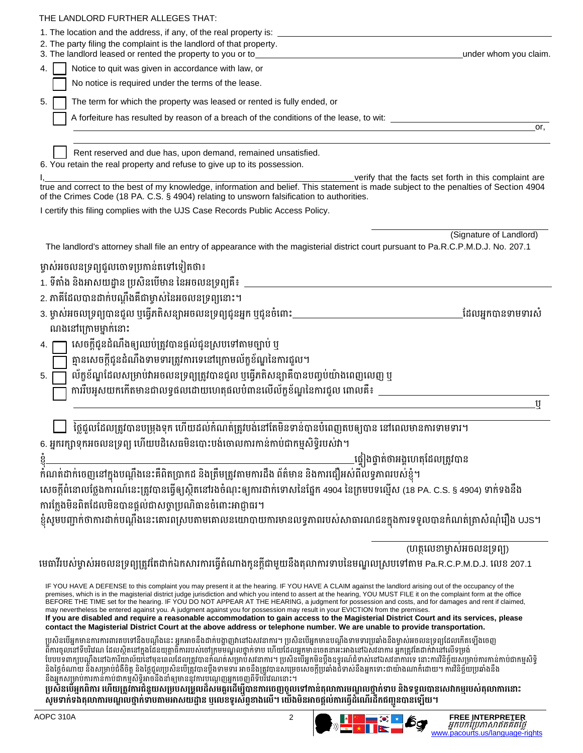THE LANDLORD FURTHER ALLEGES THAT:

1. The location and the address, if any, of the real property is: ____________________
2. The party filing the complaint is the landlord of that property.
3. The landlord leased or rented the property to you or to ____________________ under whom you claim.
4. ☐ Notice to quit was given in accordance with law, or
   ☐ No notice is required under the terms of the lease.
5. ☐ The term for which the property was leased or rented is fully ended, or
   ☐ A forfeiture has resulted by reason of a breach of the conditions of the lease, to wit: ____________________ or,
   ☐ Rent reserved and due has, upon demand, remained unsatisfied.
6. You retain the real property and refuse to give up to its possession.

I, ____________________ verify that the facts set forth in this complaint are true and correct to the best of my knowledge, information and belief. This statement is made subject to the penalties of Section 4904 of the Crimes Code (18 PA. C.S. § 4904) relating to unsworn falsification to authorities.

I certify this filing complies with the UJS Case Records Public Access Policy.

____________________
(Signature of Landlord)

The landlord's attorney shall file an entry of appearance with the magisterial district court pursuant to Pa.R.C.P.M.D.J. No. 207.1

ម្ចាស់អចលនទ្រព្យជួលចោទប្រកាន់តទៅទៀតថា៖

1. ទីតាំង និងអាសយដ្ឋាន ប្រសិនបើមាន នៃអចលនទ្រព្យគឺ៖ ____________________
2. ភាគីដែលបានដាក់បណ្ដឹងគឺជាម្ចាស់នៃអចលនទ្រព្យនោះ។
3. ម្ចាស់អចលនទ្រព្យបានជួល ឬធ្វើភតិសន្យាអចលនទ្រព្យជូនអ្នក ឬជូនចំពោះ____________________ ដែលអ្នកបានទាមទារសំណងនៅក្រោមម្នាក់នោះ
4. ☐ សេចក្ដីជូនដំណឹងឲ្យឈប់ត្រូវបានផ្ដល់ជូនស្របទៅតាមច្បាប់ ឬ
   ☐ គ្មានសេចក្ដីជូនដំណឹងទាមទារត្រូវការទេនៅក្រោមល័ក្ខខ័ណ្ឌនៃការជួល។
5. ☐ ល័ក្ខខ័ណ្ឌដែលសម្រាប់វាអចលនទ្រព្យត្រូវបានជួល ឬធ្វើភតិសន្យាគឺបានបញ្ចប់យ៉ាងពេញលេញ ឬ
   ☐ ការរឹបអូសយកកើតមានជាលទ្ធផលដោយហេតុផលបំពានលើល័ក្ខខ័ណ្ឌនៃការជួល ពោលគឺ៖ ____________________ ឬ
   ☐ ថ្លៃជួលដែលត្រូវបានបម្រុងទុក ហើយដល់កំណត់ត្រូវបង់នៅតែមិនទាន់បានបំពេញតបឲ្យបាន នៅពេលមានការទាមទារ។
6. អ្នករក្សាទុកអចលនទ្រព្យ ហើយបដិសេធមិនបោះបង់ចោលការកាន់កាប់ជាកម្មសិទ្ធិរបស់វា។

ខ្ញុំ____________________ផ្ទៀងផ្ទាត់ថាអង្គហេតុដែលត្រូវបានកំណត់ដាក់ចេញនៅក្នុងបណ្ដឹងនេះគឺពិតប្រាកដ និងត្រឹមត្រូវតាមការដឹង ព័ត៌មាន និងការជឿអស់ពីលទ្ធភាពរបស់ខ្ញុំ។
សេចក្ដីពំនោលថ្លែងការណ៍នេះត្រូវបានធ្វើឡើងស្ថិតនៅវងចំណុះឲ្យការដាក់ទោសនៃផ្នែក 4904 នៃក្រមបទល្មើស (18 PA. C.S. § 4904) ទាក់ទងនឹងការក្លែងមិនពិតដែលមិនបានផ្ដល់ជាសច្ចាប្រណិធានចំពោះអាជ្ញាធរ។
ខ្ញុំសូមបញ្ជាក់ថាការដាក់បណ្ដឹងនេះគោរពស្របតាមគោលនយោបាយការមានលទ្ធភាពរបស់សាធារណជនក្នុងការទទួលបានកំណត់ត្រាសំណុំរឿង UJS។

____________________
(ហត្ថលេខាម្ចាស់អចលនទ្រព្យ)

មេធាវីរបស់ម្ចាស់អចលនទ្រព្យត្រូវតែដាក់ឯកសារការធ្វើតំណាងកូនក្ដីជាមួយនឹងតុលាការទាបនៃមណ្ឌលស្របទៅតាម Pa.R.C.P.M.D.J. លេខ 207.1

IF YOU HAVE A DEFENSE to this complaint you may present it at the hearing. IF YOU HAVE A CLAIM against the landlord arising out of the occupancy of the premises, which is in the magisterial district judge jurisdiction and which you intend to assert at the hearing, YOU MUST FILE it on the complaint form at the office BEFORE THE TIME set for the hearing. IF YOU DO NOT APPEAR AT THE HEARING, a judgment for possession and costs, and for damages and rent if claimed, may nevertheless be entered against you. A judgment against you for possession may result in your EVICTION from the premises.

**If you are disabled and require a reasonable accommodation to gain access to the Magisterial District Court and its services, please contact the Magisterial District Court at the above address or telephone number. We are unable to provide transportation.**

ប្រសិនបើអ្នកមានការការពារតបទៅនឹងបណ្ដឹងនេះ អ្នកអាចនឹងដាក់បង្ហាញវានៅឯសវនាការ។ ប្រសិនបើអ្នកមានបណ្ដឹងទាមទារប្រឆាំងនឹងម្ចាស់អចលនទ្រព្យដែលកើតឡើងចេញពីការចូលនៅទីបរិវេណ ដែលស្ថិតនៅក្នុងដែនយុត្តាធិការរបស់ចៅក្រមមណ្ឌលថ្នាក់ទាប ហើយដែលអ្នកមានចេតនាអះអាងនៅឯសវនាការ អ្នកត្រូវតែដាក់វានៅលើទម្រង់បែបបទពាក្យបណ្ដឹងនៅឯការិយាល័យនៅមុនពេលដែលត្រូវបានកំណត់សម្រាប់សវនាការ។ ប្រសិនបើអ្នកមិនថ្លឹងខ្លួនចំពោះនៅឯសវនាការទេ នោះការវិនិច្ឆ័យសម្រាប់ការកាន់កាប់ជាកម្មសិទ្ធិ និងថ្លៃចំណាយ និងសម្រាប់ជំងឺចិត្ត និងថ្លៃជួលប្រសិនបើត្រូវបានប្ដឹងទាមទារ អាចនឹងត្រូវបានសម្រេចសេចក្ដីប្រឆាំងនឹងទាស់នឹងអ្នកទោះជាយ៉ាងណាក៏ដោយ។ ការវិនិច្ឆ័យប្រឆាំងនឹងនឹងអ្នកសម្រាប់ការកាន់កាប់ជាកម្មសិទ្ធិអាចនឹងនាំឲ្យមានការបណ្ដេញអ្នកចេញពីទីបរិវេណនោះ។

**ប្រសិនបើអ្នកពិការ ហើយត្រូវការជំនួយសម្របសម្រួលដ៏សមគួរដើម្បីបានការចេញចូលទៅកាន់តុលាការមណ្ឌលថ្នាក់ទាប និងទទួលបានសេវាកម្មរបស់តុលាការនោះ សូមទាក់ទងតុលាការមណ្ឌលថ្នាក់ទាបតាមអាសយដ្ឋាន ឬលេខទូរស័ព្ទខាងលើ។ យើងមិនអាចផ្ដល់ការធ្វើដំណើរដឹកជញ្ជូនបានឡើយ។**

AOPC 310A

**FREE INTERPRETER**
*អ្នកបកប្រែភាសាឥតគិតថ្លៃ*
www.pacourts.us/language-rights